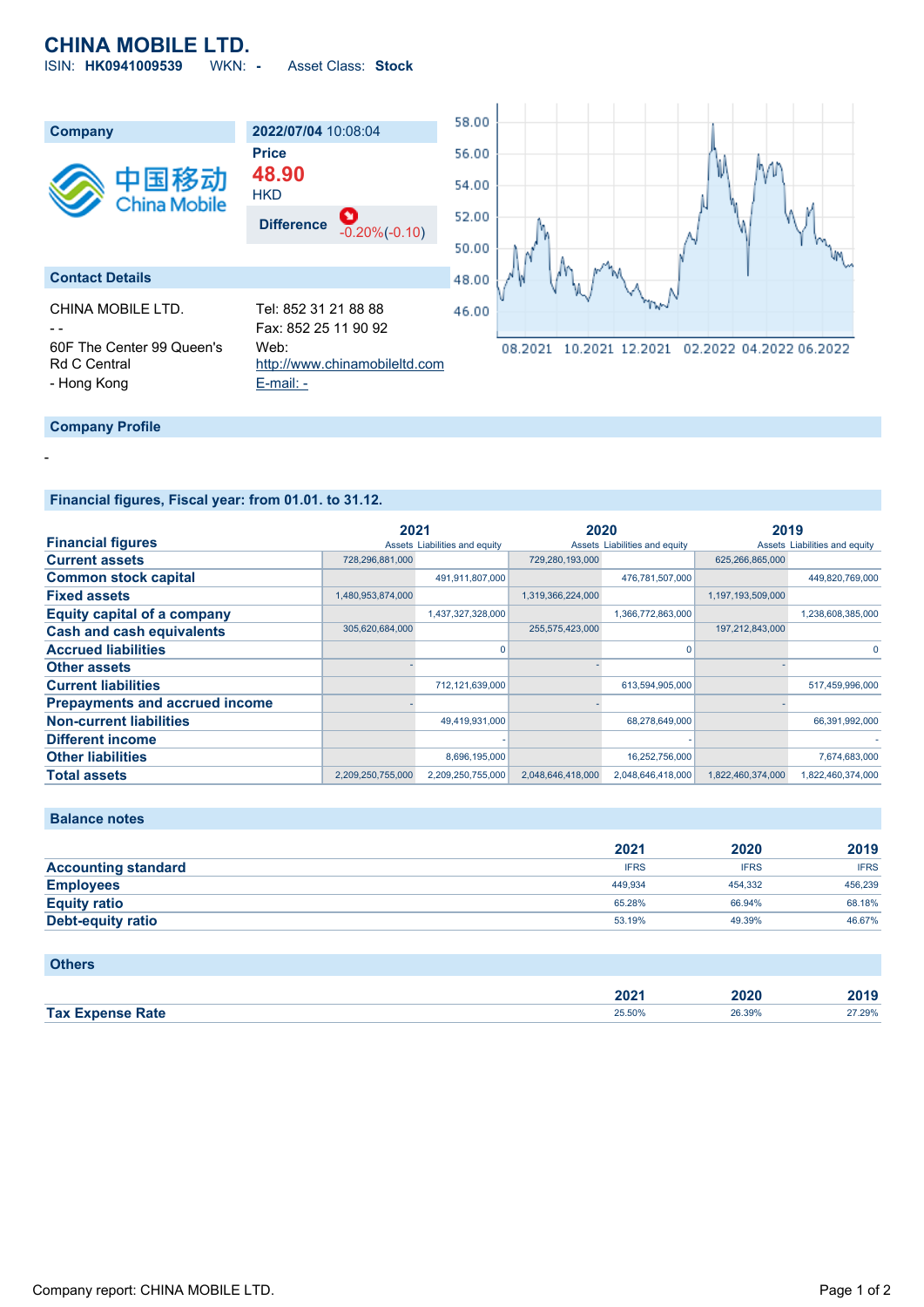# CHINA MOBILE LTD.

ISIN: **HK0941009539** WKN: **-** Asset Class: **Stock**

| Company | 2022/07/04 10:08:04 |
|---|---|
| 中国移动 China Mobile | **Price** **48.90** HKD |
| | **Difference** -0.20%(-0.10) |

## Contact Details

CHINA MOBILE LTD.
- -
60F The Center 99 Queen's Rd C Central
- Hong Kong

Tel: 852 31 21 88 88
Fax: 852 25 11 90 92
Web: http://www.chinamobileltd.com
E-mail: -

## Company Profile

-

## Financial figures, Fiscal year: from 01.01. to 31.12.

| Financial figures | 2021 Assets | 2021 Liabilities and equity | 2020 Assets | 2020 Liabilities and equity | 2019 Assets | 2019 Liabilities and equity |
|---|---|---|---|---|---|---|
| Current assets | 728,296,881,000 | | 729,280,193,000 | | 625,266,865,000 | |
| Common stock capital | | 491,911,807,000 | | 476,781,507,000 | | 449,820,769,000 |
| Fixed assets | 1,480,953,874,000 | | 1,319,366,224,000 | | 1,197,193,509,000 | |
| Equity capital of a company | | 1,437,327,328,000 | | 1,366,772,863,000 | | 1,238,608,385,000 |
| Cash and cash equivalents | 305,620,684,000 | | 255,575,423,000 | | 197,212,843,000 | |
| Accrued liabilities | | 0 | | 0 | | 0 |
| Other assets | - | | - | | - | |
| Current liabilities | | 712,121,639,000 | | 613,594,905,000 | | 517,459,996,000 |
| Prepayments and accrued income | - | | - | | - | |
| Non-current liabilities | | 49,419,931,000 | | 68,278,649,000 | | 66,391,992,000 |
| Different income | | - | | - | | - |
| Other liabilities | | 8,696,195,000 | | 16,252,756,000 | | 7,674,683,000 |
| Total assets | 2,209,250,755,000 | 2,209,250,755,000 | 2,048,646,418,000 | 2,048,646,418,000 | 1,822,460,374,000 | 1,822,460,374,000 |

## Balance notes

| | 2021 | 2020 | 2019 |
|---|---|---|---|
| Accounting standard | IFRS | IFRS | IFRS |
| Employees | 449,934 | 454,332 | 456,239 |
| Equity ratio | 65.28% | 66.94% | 68.18% |
| Debt-equity ratio | 53.19% | 49.39% | 46.67% |

## Others

| | 2021 | 2020 | 2019 |
|---|---|---|---|
| Tax Expense Rate | 25.50% | 26.39% | 27.29% |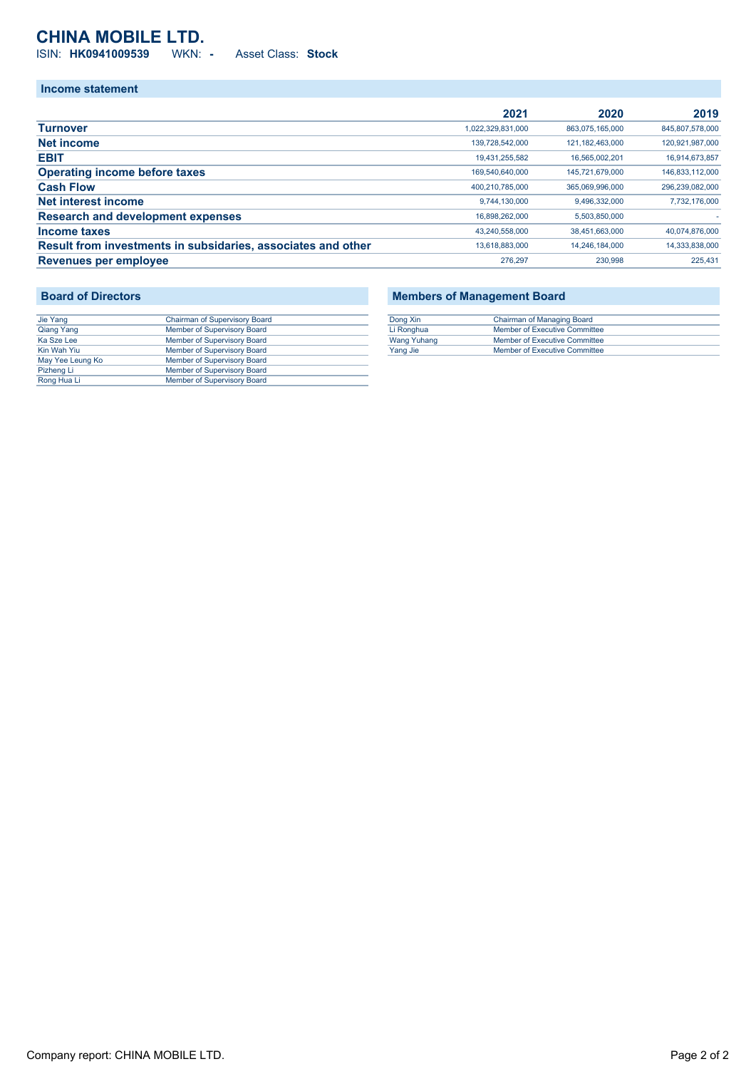# CHINA MOBILE LTD.

ISIN: **HK0941009539** WKN: **-** Asset Class: **Stock**

## Income statement

| | 2021 | 2020 | 2019 |
|---|---|---|---|
| **Turnover** | 1,022,329,831,000 | 863,075,165,000 | 845,807,578,000 |
| **Net income** | 139,728,542,000 | 121,182,463,000 | 120,921,987,000 |
| **EBIT** | 19,431,255,582 | 16,565,002,201 | 16,914,673,857 |
| **Operating income before taxes** | 169,540,640,000 | 145,721,679,000 | 146,833,112,000 |
| **Cash Flow** | 400,210,785,000 | 365,069,996,000 | 296,239,082,000 |
| **Net interest income** | 9,744,130,000 | 9,496,332,000 | 7,732,176,000 |
| **Research and development expenses** | 16,898,262,000 | 5,503,850,000 | - |
| **Income taxes** | 43,240,558,000 | 38,451,663,000 | 40,074,876,000 |
| **Result from investments in subsidaries, associates and other** | 13,618,883,000 | 14,246,184,000 | 14,333,838,000 |
| **Revenues per employee** | 276,297 | 230,998 | 225,431 |

## Board of Directors

| | |
|---|---|
| Jie Yang | Chairman of Supervisory Board |
| Qiang Yang | Member of Supervisory Board |
| Ka Sze Lee | Member of Supervisory Board |
| Kin Wah Yiu | Member of Supervisory Board |
| May Yee Leung Ko | Member of Supervisory Board |
| Pizheng Li | Member of Supervisory Board |
| Rong Hua Li | Member of Supervisory Board |

## Members of Management Board

| | |
|---|---|
| Dong Xin | Chairman of Managing Board |
| Li Ronghua | Member of Executive Committee |
| Wang Yuhang | Member of Executive Committee |
| Yang Jie | Member of Executive Committee |